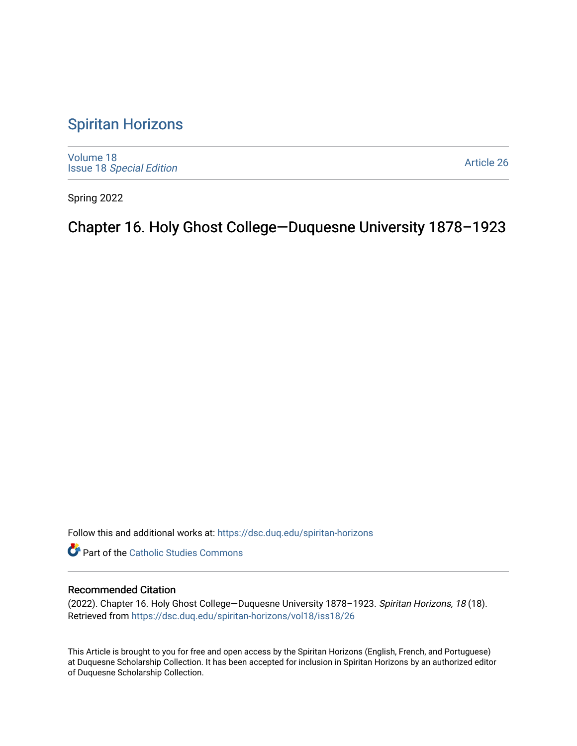# Spiritan Horizons

Volume 18
Issue 18 *Special Edition*

Article 26

Spring 2022

## Chapter 16. Holy Ghost College—Duquesne University 1878–1923

Follow this and additional works at: https://dsc.duq.edu/spiritan-horizons

Part of the Catholic Studies Commons

### Recommended Citation

(2022). Chapter 16. Holy Ghost College—Duquesne University 1878–1923. *Spiritan Horizons, 18* (18). Retrieved from https://dsc.duq.edu/spiritan-horizons/vol18/iss18/26

This Article is brought to you for free and open access by the Spiritan Horizons (English, French, and Portuguese) at Duquesne Scholarship Collection. It has been accepted for inclusion in Spiritan Horizons by an authorized editor of Duquesne Scholarship Collection.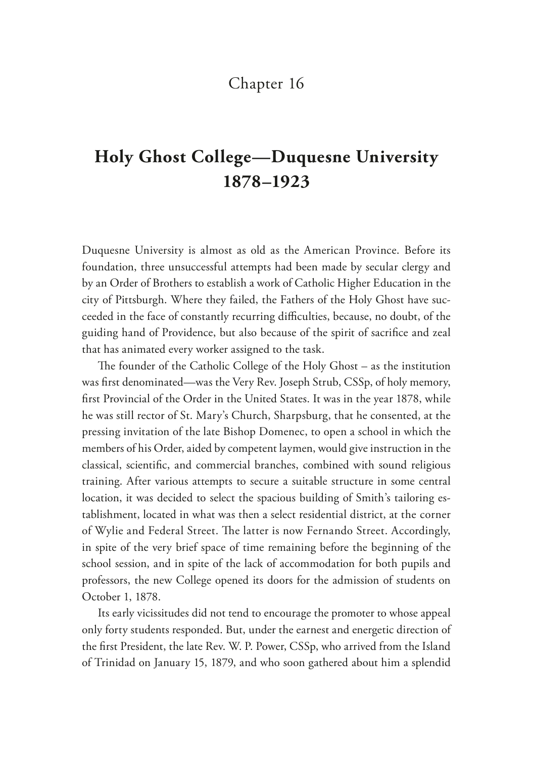# Chapter 16

## Holy Ghost College—Duquesne University 1878–1923

Duquesne University is almost as old as the American Province. Before its foundation, three unsuccessful attempts had been made by secular clergy and by an Order of Brothers to establish a work of Catholic Higher Education in the city of Pittsburgh. Where they failed, the Fathers of the Holy Ghost have succeeded in the face of constantly recurring difficulties, because, no doubt, of the guiding hand of Providence, but also because of the spirit of sacrifice and zeal that has animated every worker assigned to the task.

The founder of the Catholic College of the Holy Ghost – as the institution was first denominated—was the Very Rev. Joseph Strub, CSSp, of holy memory, first Provincial of the Order in the United States. It was in the year 1878, while he was still rector of St. Mary's Church, Sharpsburg, that he consented, at the pressing invitation of the late Bishop Domenec, to open a school in which the members of his Order, aided by competent laymen, would give instruction in the classical, scientific, and commercial branches, combined with sound religious training. After various attempts to secure a suitable structure in some central location, it was decided to select the spacious building of Smith's tailoring establishment, located in what was then a select residential district, at the corner of Wylie and Federal Street. The latter is now Fernando Street. Accordingly, in spite of the very brief space of time remaining before the beginning of the school session, and in spite of the lack of accommodation for both pupils and professors, the new College opened its doors for the admission of students on October 1, 1878.

Its early vicissitudes did not tend to encourage the promoter to whose appeal only forty students responded. But, under the earnest and energetic direction of the first President, the late Rev. W. P. Power, CSSp, who arrived from the Island of Trinidad on January 15, 1879, and who soon gathered about him a splendid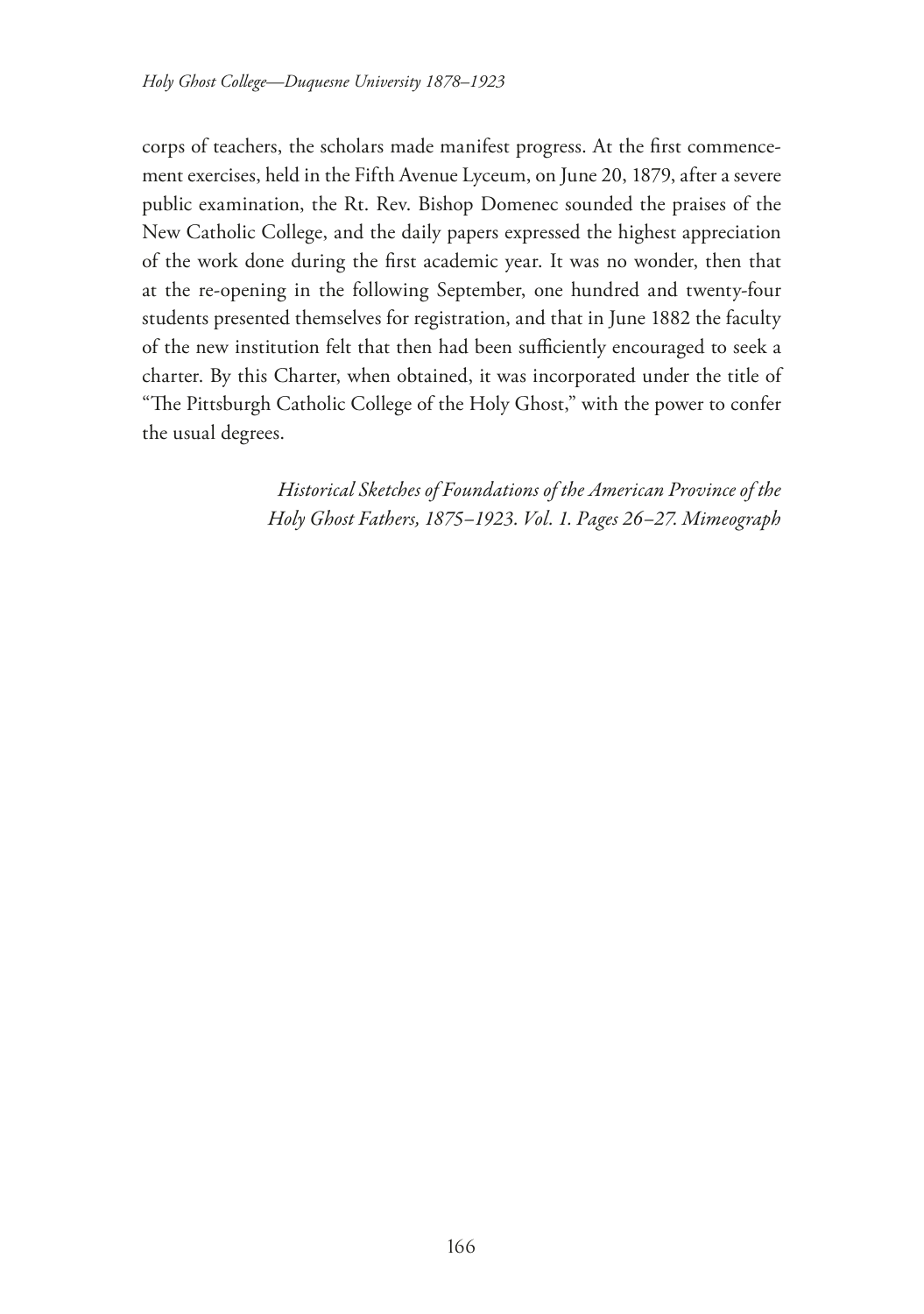corps of teachers, the scholars made manifest progress. At the first commencement exercises, held in the Fifth Avenue Lyceum, on June 20, 1879, after a severe public examination, the Rt. Rev. Bishop Domenec sounded the praises of the New Catholic College, and the daily papers expressed the highest appreciation of the work done during the first academic year. It was no wonder, then that at the re-opening in the following September, one hundred and twenty-four students presented themselves for registration, and that in June 1882 the faculty of the new institution felt that then had been sufficiently encouraged to seek a charter. By this Charter, when obtained, it was incorporated under the title of "The Pittsburgh Catholic College of the Holy Ghost," with the power to confer the usual degrees.

*Historical Sketches of Foundations of the American Province of the Holy Ghost Fathers, 1875–1923. Vol. 1. Pages 26–27. Mimeograph*